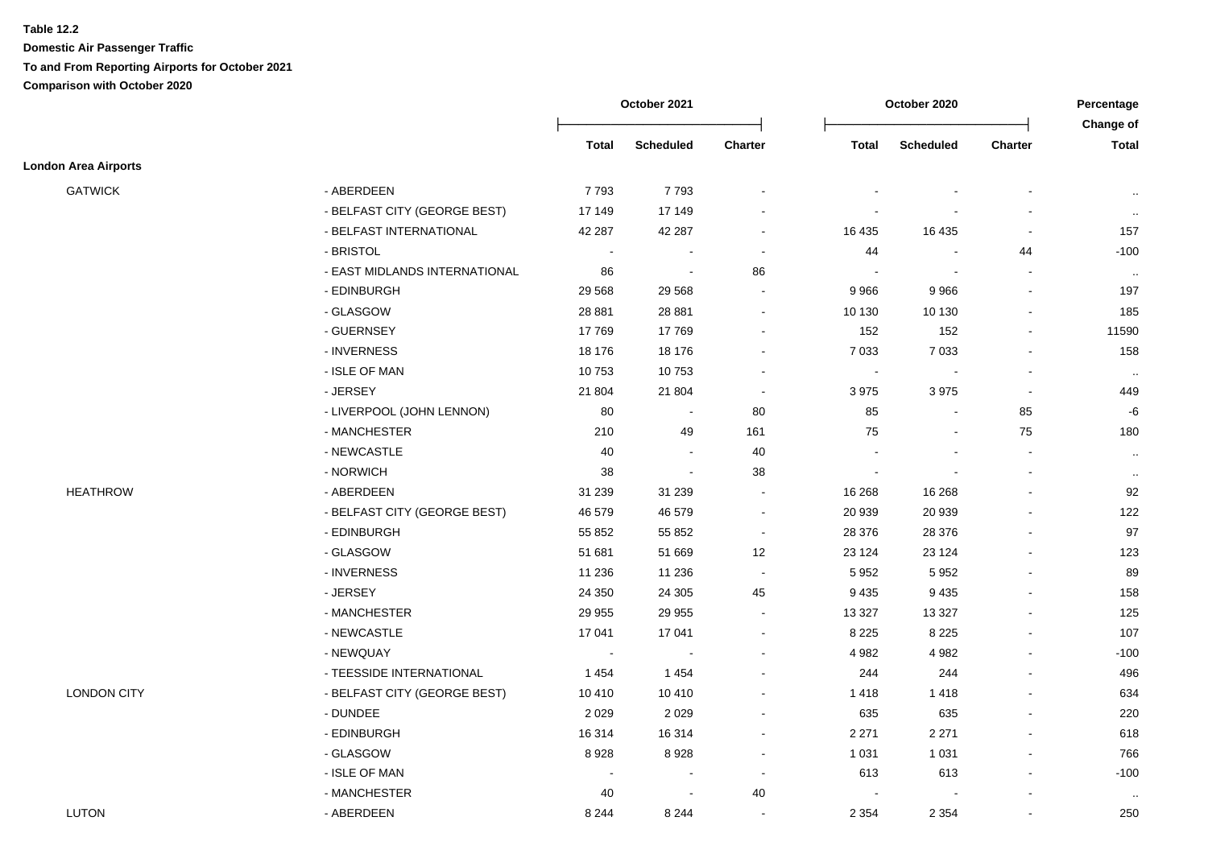**Table 12.2**

**Domestic Air Passenger Traffic**

**To and From Reporting Airports for October 2021**

**Comparison with October 2020**

| | | October 2021 | | | October 2020 | | | Percentage Change of |
|---|---|---|---|---|---|---|---|---|
| | | Total | Scheduled | Charter | Total | Scheduled | Charter | Total |
| **London Area Airports** | | | | | | | | |
| GATWICK | - ABERDEEN | 7 793 | 7 793 | - | - | - | - | .. |
| | - BELFAST CITY (GEORGE BEST) | 17 149 | 17 149 | - | - | - | - | .. |
| | - BELFAST INTERNATIONAL | 42 287 | 42 287 | - | 16 435 | 16 435 | - | 157 |
| | - BRISTOL | - | - | - | 44 | - | 44 | -100 |
| | - EAST MIDLANDS INTERNATIONAL | 86 | - | 86 | - | - | - | .. |
| | - EDINBURGH | 29 568 | 29 568 | - | 9 966 | 9 966 | - | 197 |
| | - GLASGOW | 28 881 | 28 881 | - | 10 130 | 10 130 | - | 185 |
| | - GUERNSEY | 17 769 | 17 769 | - | 152 | 152 | - | 11590 |
| | - INVERNESS | 18 176 | 18 176 | - | 7 033 | 7 033 | - | 158 |
| | - ISLE OF MAN | 10 753 | 10 753 | - | - | - | - | .. |
| | - JERSEY | 21 804 | 21 804 | - | 3 975 | 3 975 | - | 449 |
| | - LIVERPOOL (JOHN LENNON) | 80 | - | 80 | 85 | - | 85 | -6 |
| | - MANCHESTER | 210 | 49 | 161 | 75 | - | 75 | 180 |
| | - NEWCASTLE | 40 | - | 40 | - | - | - | .. |
| | - NORWICH | 38 | - | 38 | - | - | - | .. |
| HEATHROW | - ABERDEEN | 31 239 | 31 239 | - | 16 268 | 16 268 | - | 92 |
| | - BELFAST CITY (GEORGE BEST) | 46 579 | 46 579 | - | 20 939 | 20 939 | - | 122 |
| | - EDINBURGH | 55 852 | 55 852 | - | 28 376 | 28 376 | - | 97 |
| | - GLASGOW | 51 681 | 51 669 | 12 | 23 124 | 23 124 | - | 123 |
| | - INVERNESS | 11 236 | 11 236 | - | 5 952 | 5 952 | - | 89 |
| | - JERSEY | 24 350 | 24 305 | 45 | 9 435 | 9 435 | - | 158 |
| | - MANCHESTER | 29 955 | 29 955 | - | 13 327 | 13 327 | - | 125 |
| | - NEWCASTLE | 17 041 | 17 041 | - | 8 225 | 8 225 | - | 107 |
| | - NEWQUAY | - | - | - | 4 982 | 4 982 | - | -100 |
| | - TEESSIDE INTERNATIONAL | 1 454 | 1 454 | - | 244 | 244 | - | 496 |
| LONDON CITY | - BELFAST CITY (GEORGE BEST) | 10 410 | 10 410 | - | 1 418 | 1 418 | - | 634 |
| | - DUNDEE | 2 029 | 2 029 | - | 635 | 635 | - | 220 |
| | - EDINBURGH | 16 314 | 16 314 | - | 2 271 | 2 271 | - | 618 |
| | - GLASGOW | 8 928 | 8 928 | - | 1 031 | 1 031 | - | 766 |
| | - ISLE OF MAN | - | - | - | 613 | 613 | - | -100 |
| | - MANCHESTER | 40 | - | 40 | - | - | - | .. |
| LUTON | - ABERDEEN | 8 244 | 8 244 | - | 2 354 | 2 354 | - | 250 |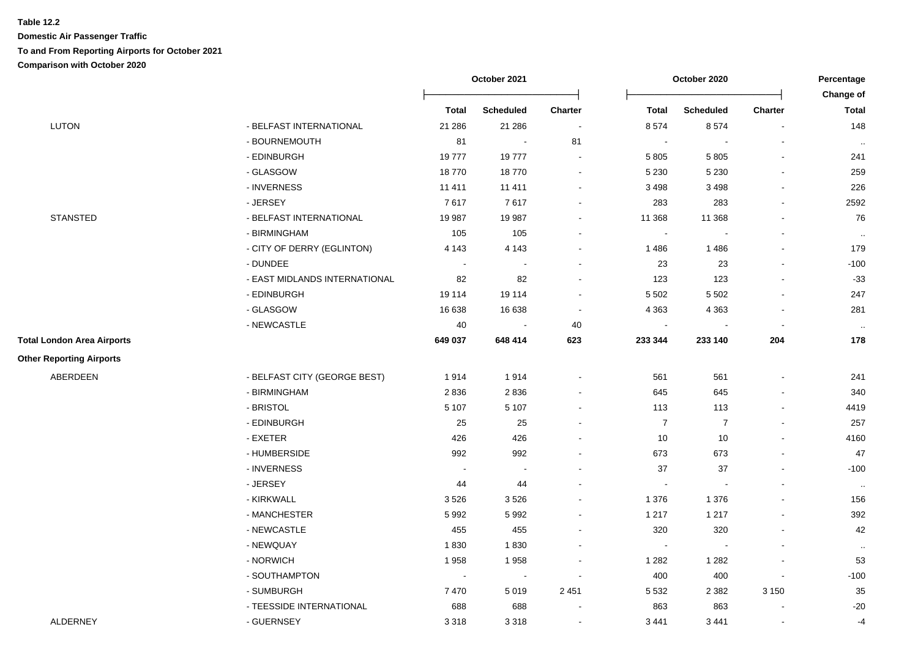**Table 12.2**

**Domestic Air Passenger Traffic**

**To and From Reporting Airports for October 2021**

**Comparison with October 2020**

| | | October 2021 | | | October 2020 | | | Percentage Change of |
|---|---|---|---|---|---|---|---|---|
| | | **Total** | **Scheduled** | **Charter** | **Total** | **Scheduled** | **Charter** | **Total** |
| LUTON | - BELFAST INTERNATIONAL | 21 286 | 21 286 | - | 8 574 | 8 574 | - | 148 |
| | - BOURNEMOUTH | 81 | - | 81 | - | - | - | .. |
| | - EDINBURGH | 19 777 | 19 777 | - | 5 805 | 5 805 | - | 241 |
| | - GLASGOW | 18 770 | 18 770 | - | 5 230 | 5 230 | - | 259 |
| | - INVERNESS | 11 411 | 11 411 | - | 3 498 | 3 498 | - | 226 |
| | - JERSEY | 7 617 | 7 617 | - | 283 | 283 | - | 2592 |
| STANSTED | - BELFAST INTERNATIONAL | 19 987 | 19 987 | - | 11 368 | 11 368 | - | 76 |
| | - BIRMINGHAM | 105 | 105 | - | - | - | - | .. |
| | - CITY OF DERRY (EGLINTON) | 4 143 | 4 143 | - | 1 486 | 1 486 | - | 179 |
| | - DUNDEE | - | - | - | 23 | 23 | - | -100 |
| | - EAST MIDLANDS INTERNATIONAL | 82 | 82 | - | 123 | 123 | - | -33 |
| | - EDINBURGH | 19 114 | 19 114 | - | 5 502 | 5 502 | - | 247 |
| | - GLASGOW | 16 638 | 16 638 | - | 4 363 | 4 363 | - | 281 |
| | - NEWCASTLE | 40 | - | 40 | - | - | - | .. |
| **Total London Area Airports** | | **649 037** | **648 414** | **623** | **233 344** | **233 140** | **204** | **178** |
| **Other Reporting Airports** | | | | | | | | |
| ABERDEEN | - BELFAST CITY (GEORGE BEST) | 1 914 | 1 914 | - | 561 | 561 | - | 241 |
| | - BIRMINGHAM | 2 836 | 2 836 | - | 645 | 645 | - | 340 |
| | - BRISTOL | 5 107 | 5 107 | - | 113 | 113 | - | 4419 |
| | - EDINBURGH | 25 | 25 | - | 7 | 7 | - | 257 |
| | - EXETER | 426 | 426 | - | 10 | 10 | - | 4160 |
| | - HUMBERSIDE | 992 | 992 | - | 673 | 673 | - | 47 |
| | - INVERNESS | - | - | - | 37 | 37 | - | -100 |
| | - JERSEY | 44 | 44 | - | - | - | - | .. |
| | - KIRKWALL | 3 526 | 3 526 | - | 1 376 | 1 376 | - | 156 |
| | - MANCHESTER | 5 992 | 5 992 | - | 1 217 | 1 217 | - | 392 |
| | - NEWCASTLE | 455 | 455 | - | 320 | 320 | - | 42 |
| | - NEWQUAY | 1 830 | 1 830 | - | - | - | - | .. |
| | - NORWICH | 1 958 | 1 958 | - | 1 282 | 1 282 | - | 53 |
| | - SOUTHAMPTON | - | - | - | 400 | 400 | - | -100 |
| | - SUMBURGH | 7 470 | 5 019 | 2 451 | 5 532 | 2 382 | 3 150 | 35 |
| | - TEESSIDE INTERNATIONAL | 688 | 688 | - | 863 | 863 | - | -20 |
| ALDERNEY | - GUERNSEY | 3 318 | 3 318 | - | 3 441 | 3 441 | - | -4 |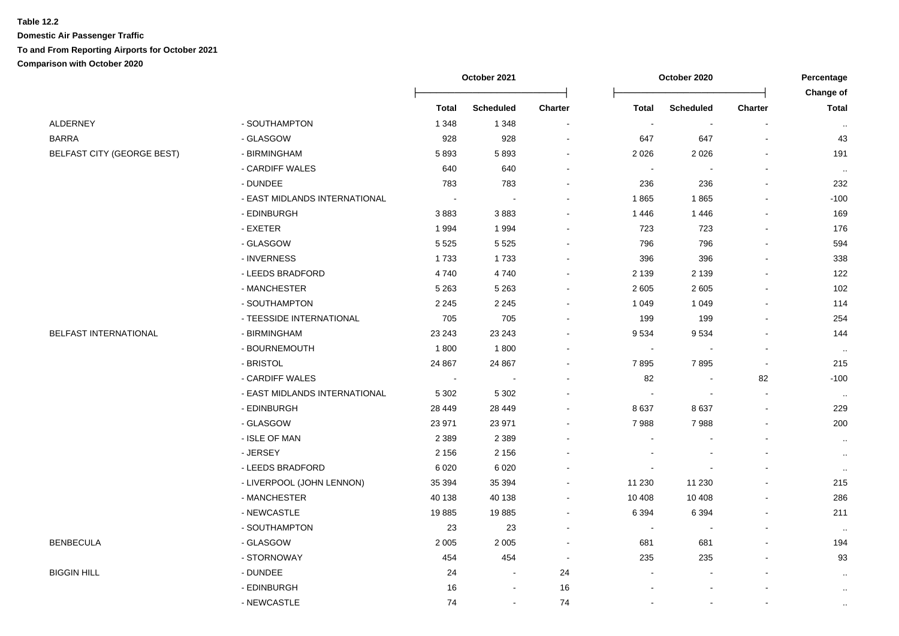**Table 12.2**

**Domestic Air Passenger Traffic**

**To and From Reporting Airports for October 2021**

**Comparison with October 2020**

| | | October 2021 | | | October 2020 | | | Percentage Change of |
|---|---|---|---|---|---|---|---|---|
| | | **Total** | **Scheduled** | **Charter** | **Total** | **Scheduled** | **Charter** | **Total** |
| ALDERNEY | - SOUTHAMPTON | 1 348 | 1 348 | - | - | - | - | .. |
| BARRA | - GLASGOW | 928 | 928 | - | 647 | 647 | - | 43 |
| BELFAST CITY (GEORGE BEST) | - BIRMINGHAM | 5 893 | 5 893 | - | 2 026 | 2 026 | - | 191 |
| | - CARDIFF WALES | 640 | 640 | - | - | - | - | .. |
| | - DUNDEE | 783 | 783 | - | 236 | 236 | - | 232 |
| | - EAST MIDLANDS INTERNATIONAL | - | - | - | 1 865 | 1 865 | - | -100 |
| | - EDINBURGH | 3 883 | 3 883 | - | 1 446 | 1 446 | - | 169 |
| | - EXETER | 1 994 | 1 994 | - | 723 | 723 | - | 176 |
| | - GLASGOW | 5 525 | 5 525 | - | 796 | 796 | - | 594 |
| | - INVERNESS | 1 733 | 1 733 | - | 396 | 396 | - | 338 |
| | - LEEDS BRADFORD | 4 740 | 4 740 | - | 2 139 | 2 139 | - | 122 |
| | - MANCHESTER | 5 263 | 5 263 | - | 2 605 | 2 605 | - | 102 |
| | - SOUTHAMPTON | 2 245 | 2 245 | - | 1 049 | 1 049 | - | 114 |
| | - TEESSIDE INTERNATIONAL | 705 | 705 | - | 199 | 199 | - | 254 |
| BELFAST INTERNATIONAL | - BIRMINGHAM | 23 243 | 23 243 | - | 9 534 | 9 534 | - | 144 |
| | - BOURNEMOUTH | 1 800 | 1 800 | - | - | - | - | .. |
| | - BRISTOL | 24 867 | 24 867 | - | 7 895 | 7 895 | - | 215 |
| | - CARDIFF WALES | - | - | - | 82 | - | 82 | -100 |
| | - EAST MIDLANDS INTERNATIONAL | 5 302 | 5 302 | - | - | - | - | .. |
| | - EDINBURGH | 28 449 | 28 449 | - | 8 637 | 8 637 | - | 229 |
| | - GLASGOW | 23 971 | 23 971 | - | 7 988 | 7 988 | - | 200 |
| | - ISLE OF MAN | 2 389 | 2 389 | - | - | - | - | .. |
| | - JERSEY | 2 156 | 2 156 | - | - | - | - | .. |
| | - LEEDS BRADFORD | 6 020 | 6 020 | - | - | - | - | .. |
| | - LIVERPOOL (JOHN LENNON) | 35 394 | 35 394 | - | 11 230 | 11 230 | - | 215 |
| | - MANCHESTER | 40 138 | 40 138 | - | 10 408 | 10 408 | - | 286 |
| | - NEWCASTLE | 19 885 | 19 885 | - | 6 394 | 6 394 | - | 211 |
| | - SOUTHAMPTON | 23 | 23 | - | - | - | - | .. |
| BENBECULA | - GLASGOW | 2 005 | 2 005 | - | 681 | 681 | - | 194 |
| | - STORNOWAY | 454 | 454 | - | 235 | 235 | - | 93 |
| BIGGIN HILL | - DUNDEE | 24 | - | 24 | - | - | - | .. |
| | - EDINBURGH | 16 | - | 16 | - | - | - | .. |
| | - NEWCASTLE | 74 | - | 74 | - | - | - | .. |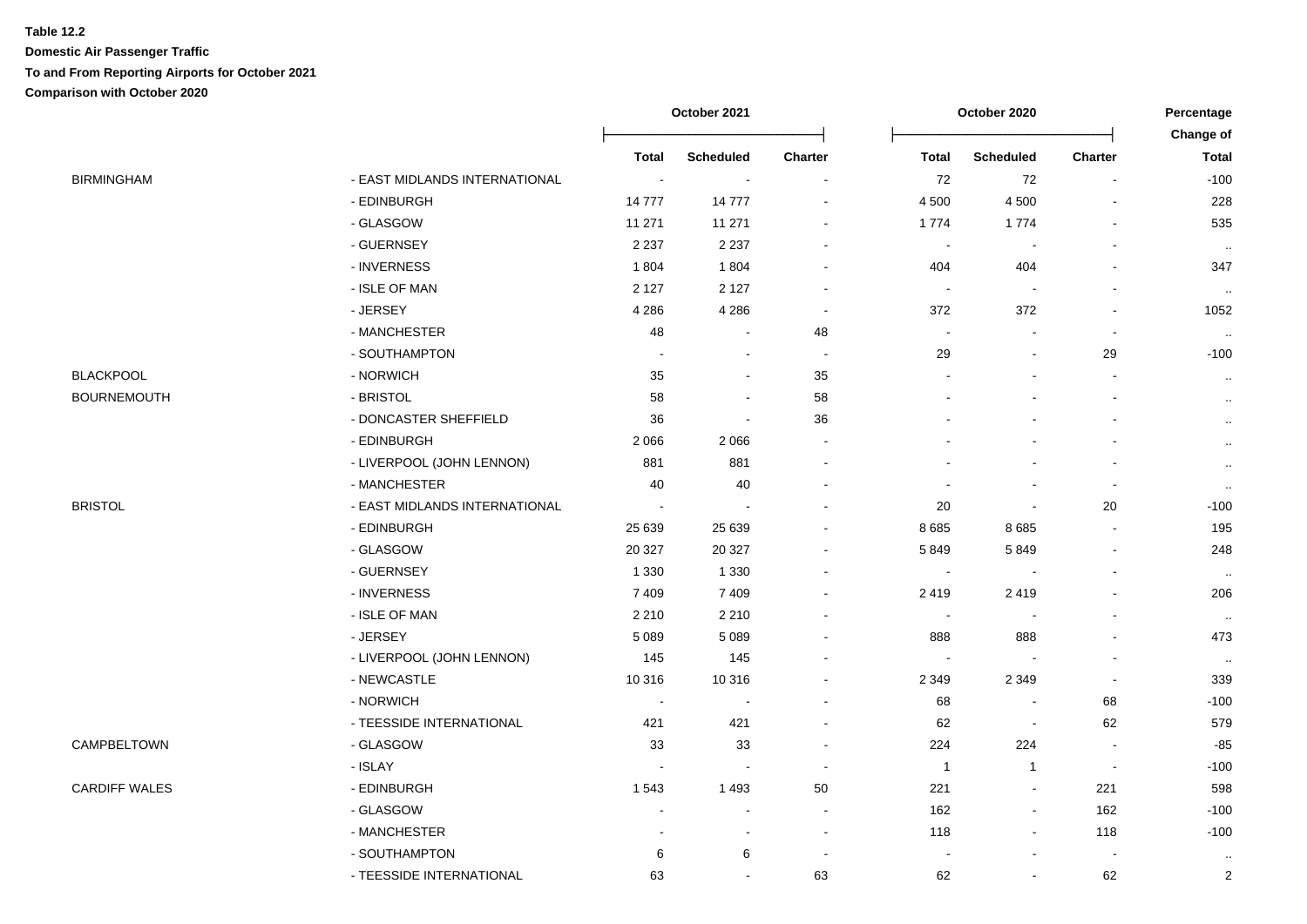**Table 12.2**

**Domestic Air Passenger Traffic**

**To and From Reporting Airports for October 2021**

**Comparison with October 2020**

| | | October 2021 | | | October 2020 | | | Percentage Change of |
|---|---|---|---|---|---|---|---|---|
| | | Total | Scheduled | Charter | Total | Scheduled | Charter | Total |
| BIRMINGHAM | - EAST MIDLANDS INTERNATIONAL | - | - | - | 72 | 72 | - | -100 |
| | - EDINBURGH | 14 777 | 14 777 | - | 4 500 | 4 500 | - | 228 |
| | - GLASGOW | 11 271 | 11 271 | - | 1 774 | 1 774 | - | 535 |
| | - GUERNSEY | 2 237 | 2 237 | - | - | - | - | .. |
| | - INVERNESS | 1 804 | 1 804 | - | 404 | 404 | - | 347 |
| | - ISLE OF MAN | 2 127 | 2 127 | - | - | - | - | .. |
| | - JERSEY | 4 286 | 4 286 | - | 372 | 372 | - | 1052 |
| | - MANCHESTER | 48 | - | 48 | - | - | - | .. |
| | - SOUTHAMPTON | - | - | - | 29 | - | 29 | -100 |
| BLACKPOOL | - NORWICH | 35 | - | 35 | - | - | - | .. |
| BOURNEMOUTH | - BRISTOL | 58 | - | 58 | - | - | - | .. |
| | - DONCASTER SHEFFIELD | 36 | - | 36 | - | - | - | .. |
| | - EDINBURGH | 2 066 | 2 066 | - | - | - | - | .. |
| | - LIVERPOOL (JOHN LENNON) | 881 | 881 | - | - | - | - | .. |
| | - MANCHESTER | 40 | 40 | - | - | - | - | .. |
| BRISTOL | - EAST MIDLANDS INTERNATIONAL | - | - | - | 20 | - | 20 | -100 |
| | - EDINBURGH | 25 639 | 25 639 | - | 8 685 | 8 685 | - | 195 |
| | - GLASGOW | 20 327 | 20 327 | - | 5 849 | 5 849 | - | 248 |
| | - GUERNSEY | 1 330 | 1 330 | - | - | - | - | .. |
| | - INVERNESS | 7 409 | 7 409 | - | 2 419 | 2 419 | - | 206 |
| | - ISLE OF MAN | 2 210 | 2 210 | - | - | - | - | .. |
| | - JERSEY | 5 089 | 5 089 | - | 888 | 888 | - | 473 |
| | - LIVERPOOL (JOHN LENNON) | 145 | 145 | - | - | - | - | .. |
| | - NEWCASTLE | 10 316 | 10 316 | - | 2 349 | 2 349 | - | 339 |
| | - NORWICH | - | - | - | 68 | - | 68 | -100 |
| | - TEESSIDE INTERNATIONAL | 421 | 421 | - | 62 | - | 62 | 579 |
| CAMPBELTOWN | - GLASGOW | 33 | 33 | - | 224 | 224 | - | -85 |
| | - ISLAY | - | - | - | 1 | 1 | - | -100 |
| CARDIFF WALES | - EDINBURGH | 1 543 | 1 493 | 50 | 221 | - | 221 | 598 |
| | - GLASGOW | - | - | - | 162 | - | 162 | -100 |
| | - MANCHESTER | - | - | - | 118 | - | 118 | -100 |
| | - SOUTHAMPTON | 6 | 6 | - | - | - | - | .. |
| | - TEESSIDE INTERNATIONAL | 63 | - | 63 | 62 | - | 62 | 2 |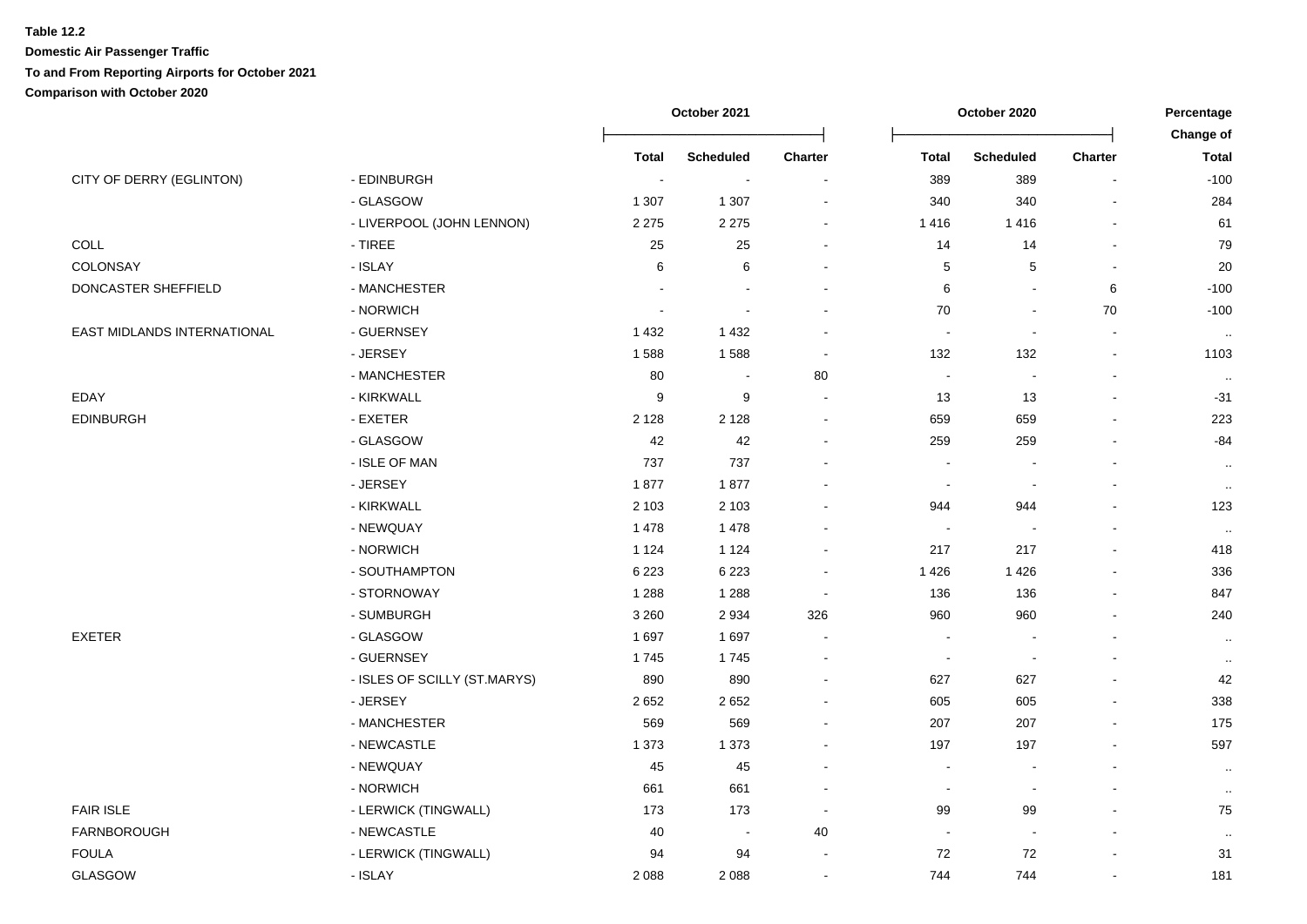**Table 12.2**

**Domestic Air Passenger Traffic**

**To and From Reporting Airports for October 2021**

**Comparison with October 2020**

| | | October 2021 | | | October 2020 | | | Percentage Change of |
|---|---|---|---|---|---|---|---|---|
| | | Total | Scheduled | Charter | Total | Scheduled | Charter | Total |
| CITY OF DERRY (EGLINTON) | - EDINBURGH | - | - | - | 389 | 389 | - | -100 |
| | - GLASGOW | 1 307 | 1 307 | - | 340 | 340 | - | 284 |
| | - LIVERPOOL (JOHN LENNON) | 2 275 | 2 275 | - | 1 416 | 1 416 | - | 61 |
| COLL | - TIREE | 25 | 25 | - | 14 | 14 | - | 79 |
| COLONSAY | - ISLAY | 6 | 6 | - | 5 | 5 | - | 20 |
| DONCASTER SHEFFIELD | - MANCHESTER | - | - | - | 6 | - | 6 | -100 |
| | - NORWICH | - | - | - | 70 | - | 70 | -100 |
| EAST MIDLANDS INTERNATIONAL | - GUERNSEY | 1 432 | 1 432 | - | - | - | - | .. |
| | - JERSEY | 1 588 | 1 588 | - | 132 | 132 | - | 1103 |
| | - MANCHESTER | 80 | - | 80 | - | - | - | .. |
| EDAY | - KIRKWALL | 9 | 9 | - | 13 | 13 | - | -31 |
| EDINBURGH | - EXETER | 2 128 | 2 128 | - | 659 | 659 | - | 223 |
| | - GLASGOW | 42 | 42 | - | 259 | 259 | - | -84 |
| | - ISLE OF MAN | 737 | 737 | - | - | - | - | .. |
| | - JERSEY | 1 877 | 1 877 | - | - | - | - | .. |
| | - KIRKWALL | 2 103 | 2 103 | - | 944 | 944 | - | 123 |
| | - NEWQUAY | 1 478 | 1 478 | - | - | - | - | .. |
| | - NORWICH | 1 124 | 1 124 | - | 217 | 217 | - | 418 |
| | - SOUTHAMPTON | 6 223 | 6 223 | - | 1 426 | 1 426 | - | 336 |
| | - STORNOWAY | 1 288 | 1 288 | - | 136 | 136 | - | 847 |
| | - SUMBURGH | 3 260 | 2 934 | 326 | 960 | 960 | - | 240 |
| EXETER | - GLASGOW | 1 697 | 1 697 | - | - | - | - | .. |
| | - GUERNSEY | 1 745 | 1 745 | - | - | - | - | .. |
| | - ISLES OF SCILLY (ST.MARYS) | 890 | 890 | - | 627 | 627 | - | 42 |
| | - JERSEY | 2 652 | 2 652 | - | 605 | 605 | - | 338 |
| | - MANCHESTER | 569 | 569 | - | 207 | 207 | - | 175 |
| | - NEWCASTLE | 1 373 | 1 373 | - | 197 | 197 | - | 597 |
| | - NEWQUAY | 45 | 45 | - | - | - | - | .. |
| | - NORWICH | 661 | 661 | - | - | - | - | .. |
| FAIR ISLE | - LERWICK (TINGWALL) | 173 | 173 | - | 99 | 99 | - | 75 |
| FARNBOROUGH | - NEWCASTLE | 40 | - | 40 | - | - | - | .. |
| FOULA | - LERWICK (TINGWALL) | 94 | 94 | - | 72 | 72 | - | 31 |
| GLASGOW | - ISLAY | 2 088 | 2 088 | - | 744 | 744 | - | 181 |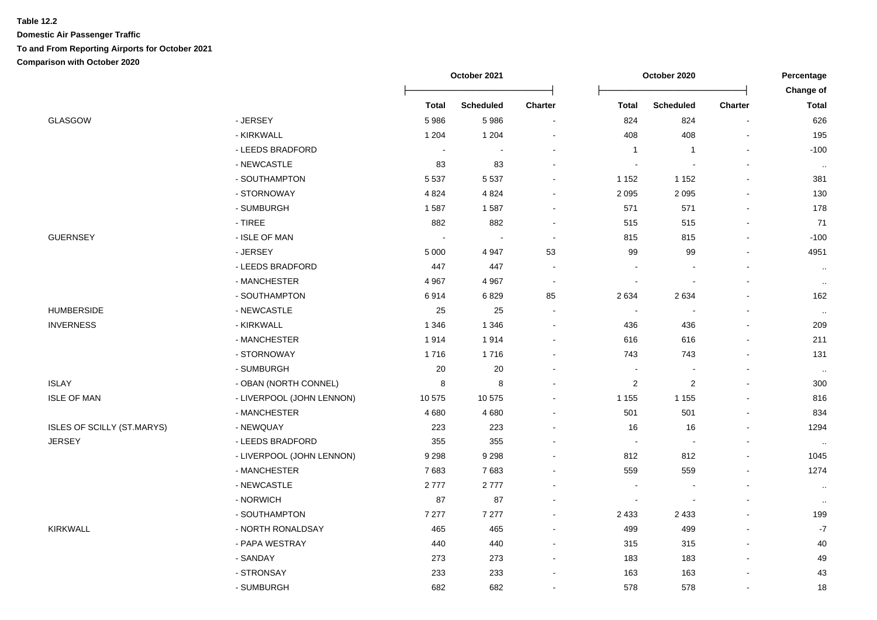**Table 12.2**

**Domestic Air Passenger Traffic**

**To and From Reporting Airports for October 2021**

**Comparison with October 2020**

| | | October 2021 | | | October 2020 | | | Percentage Change of |
|---|---|---|---|---|---|---|---|---|
| | | Total | Scheduled | Charter | Total | Scheduled | Charter | Total |
| GLASGOW | - JERSEY | 5 986 | 5 986 | - | 824 | 824 | - | 626 |
| | - KIRKWALL | 1 204 | 1 204 | - | 408 | 408 | - | 195 |
| | - LEEDS BRADFORD | - | - | - | 1 | 1 | - | -100 |
| | - NEWCASTLE | 83 | 83 | - | - | - | - | .. |
| | - SOUTHAMPTON | 5 537 | 5 537 | - | 1 152 | 1 152 | - | 381 |
| | - STORNOWAY | 4 824 | 4 824 | - | 2 095 | 2 095 | - | 130 |
| | - SUMBURGH | 1 587 | 1 587 | - | 571 | 571 | - | 178 |
| | - TIREE | 882 | 882 | - | 515 | 515 | - | 71 |
| GUERNSEY | - ISLE OF MAN | - | - | - | 815 | 815 | - | -100 |
| | - JERSEY | 5 000 | 4 947 | 53 | 99 | 99 | - | 4951 |
| | - LEEDS BRADFORD | 447 | 447 | - | - | - | - | .. |
| | - MANCHESTER | 4 967 | 4 967 | - | - | - | - | .. |
| | - SOUTHAMPTON | 6 914 | 6 829 | 85 | 2 634 | 2 634 | - | 162 |
| HUMBERSIDE | - NEWCASTLE | 25 | 25 | - | - | - | - | .. |
| INVERNESS | - KIRKWALL | 1 346 | 1 346 | - | 436 | 436 | - | 209 |
| | - MANCHESTER | 1 914 | 1 914 | - | 616 | 616 | - | 211 |
| | - STORNOWAY | 1 716 | 1 716 | - | 743 | 743 | - | 131 |
| | - SUMBURGH | 20 | 20 | - | - | - | - | .. |
| ISLAY | - OBAN (NORTH CONNEL) | 8 | 8 | - | 2 | 2 | - | 300 |
| ISLE OF MAN | - LIVERPOOL (JOHN LENNON) | 10 575 | 10 575 | - | 1 155 | 1 155 | - | 816 |
| | - MANCHESTER | 4 680 | 4 680 | - | 501 | 501 | - | 834 |
| ISLES OF SCILLY (ST.MARYS) | - NEWQUAY | 223 | 223 | - | 16 | 16 | - | 1294 |
| JERSEY | - LEEDS BRADFORD | 355 | 355 | - | - | - | - | .. |
| | - LIVERPOOL (JOHN LENNON) | 9 298 | 9 298 | - | 812 | 812 | - | 1045 |
| | - MANCHESTER | 7 683 | 7 683 | - | 559 | 559 | - | 1274 |
| | - NEWCASTLE | 2 777 | 2 777 | - | - | - | - | .. |
| | - NORWICH | 87 | 87 | - | - | - | - | .. |
| | - SOUTHAMPTON | 7 277 | 7 277 | - | 2 433 | 2 433 | - | 199 |
| KIRKWALL | - NORTH RONALDSAY | 465 | 465 | - | 499 | 499 | - | -7 |
| | - PAPA WESTRAY | 440 | 440 | - | 315 | 315 | - | 40 |
| | - SANDAY | 273 | 273 | - | 183 | 183 | - | 49 |
| | - STRONSAY | 233 | 233 | - | 163 | 163 | - | 43 |
| | - SUMBURGH | 682 | 682 | - | 578 | 578 | - | 18 |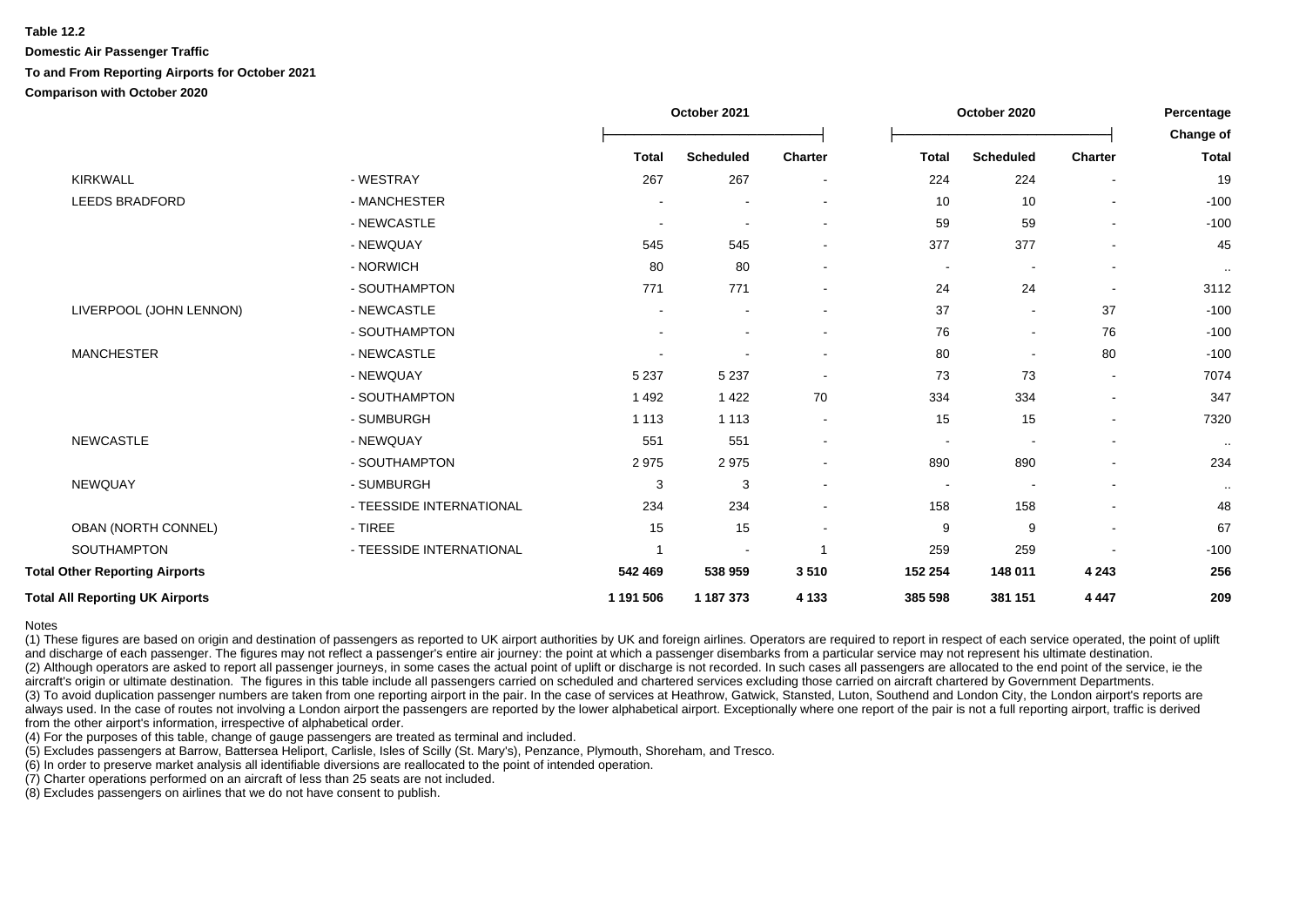**Table 12.2**

**Domestic Air Passenger Traffic**

**To and From Reporting Airports for October 2021**

**Comparison with October 2020**

| | | October 2021 | | | October 2020 | | | Percentage |
|---|---|---|---|---|---|---|---|---|
| | | **Total** | **Scheduled** | **Charter** | **Total** | **Scheduled** | **Charter** | **Change of Total** |
| KIRKWALL | - WESTRAY | 267 | 267 | - | 224 | 224 | - | 19 |
| LEEDS BRADFORD | - MANCHESTER | - | - | - | 10 | 10 | - | -100 |
| | - NEWCASTLE | - | - | - | 59 | 59 | - | -100 |
| | - NEWQUAY | 545 | 545 | - | 377 | 377 | - | 45 |
| | - NORWICH | 80 | 80 | - | - | - | - | .. |
| | - SOUTHAMPTON | 771 | 771 | - | 24 | 24 | - | 3112 |
| LIVERPOOL (JOHN LENNON) | - NEWCASTLE | - | - | - | 37 | - | 37 | -100 |
| | - SOUTHAMPTON | - | - | - | 76 | - | 76 | -100 |
| MANCHESTER | - NEWCASTLE | - | - | - | 80 | - | 80 | -100 |
| | - NEWQUAY | 5 237 | 5 237 | - | 73 | 73 | - | 7074 |
| | - SOUTHAMPTON | 1 492 | 1 422 | 70 | 334 | 334 | - | 347 |
| | - SUMBURGH | 1 113 | 1 113 | - | 15 | 15 | - | 7320 |
| NEWCASTLE | - NEWQUAY | 551 | 551 | - | - | - | - | .. |
| | - SOUTHAMPTON | 2 975 | 2 975 | - | 890 | 890 | - | 234 |
| NEWQUAY | - SUMBURGH | 3 | 3 | - | - | - | - | .. |
| | - TEESSIDE INTERNATIONAL | 234 | 234 | - | 158 | 158 | - | 48 |
| OBAN (NORTH CONNEL) | - TIREE | 15 | 15 | - | 9 | 9 | - | 67 |
| SOUTHAMPTON | - TEESSIDE INTERNATIONAL | 1 | - | 1 | 259 | 259 | - | -100 |
| **Total Other Reporting Airports** | | **542 469** | **538 959** | **3 510** | **152 254** | **148 011** | **4 243** | **256** |
| **Total All Reporting UK Airports** | | **1 191 506** | **1 187 373** | **4 133** | **385 598** | **381 151** | **4 447** | **209** |

Notes

(1) These figures are based on origin and destination of passengers as reported to UK airport authorities by UK and foreign airlines. Operators are required to report in respect of each service operated, the point of uplift and discharge of each passenger. The figures may not reflect a passenger's entire air journey: the point at which a passenger disembarks from a particular service may not represent his ultimate destination.

(2) Although operators are asked to report all passenger journeys, in some cases the actual point of uplift or discharge is not recorded. In such cases all passengers are allocated to the end point of the service, ie the aircraft's origin or ultimate destination. The figures in this table include all passengers carried on scheduled and chartered services excluding those carried on aircraft chartered by Government Departments.

(3) To avoid duplication passenger numbers are taken from one reporting airport in the pair. In the case of services at Heathrow, Gatwick, Stansted, Luton, Southend and London City, the London airport's reports are always used. In the case of routes not involving a London airport the passengers are reported by the lower alphabetical airport. Exceptionally where one report of the pair is not a full reporting airport, traffic is derived from the other airport's information, irrespective of alphabetical order.

(4) For the purposes of this table, change of gauge passengers are treated as terminal and included.

(5) Excludes passengers at Barrow, Battersea Heliport, Carlisle, Isles of Scilly (St. Mary's), Penzance, Plymouth, Shoreham, and Tresco.

(6) In order to preserve market analysis all identifiable diversions are reallocated to the point of intended operation.

(7) Charter operations performed on an aircraft of less than 25 seats are not included.

(8) Excludes passengers on airlines that we do not have consent to publish.